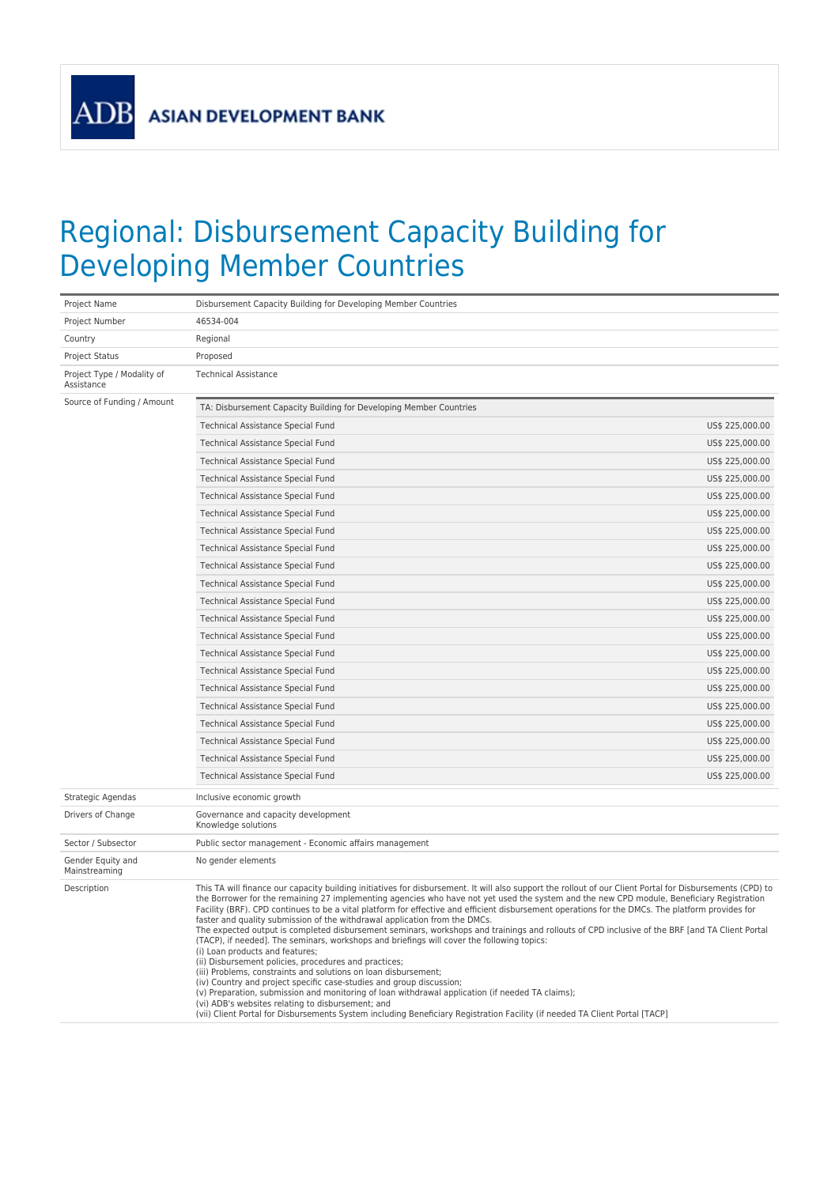ADB ASIAN DEVELOPMENT BANK

# Regional: Disbursement Capacity Building for Developing Member Countries

| | |
|---|---|
| Project Name | Disbursement Capacity Building for Developing Member Countries |
| Project Number | 46534-004 |
| Country | Regional |
| Project Status | Proposed |
| Project Type / Modality of Assistance | Technical Assistance |
| Source of Funding / Amount | TA: Disbursement Capacity Building for Developing Member Countries<br>Technical Assistance Special Fund US$ 225,000.00<br>Technical Assistance Special Fund US$ 225,000.00<br>Technical Assistance Special Fund US$ 225,000.00<br>Technical Assistance Special Fund US$ 225,000.00<br>Technical Assistance Special Fund US$ 225,000.00<br>Technical Assistance Special Fund US$ 225,000.00<br>Technical Assistance Special Fund US$ 225,000.00<br>Technical Assistance Special Fund US$ 225,000.00<br>Technical Assistance Special Fund US$ 225,000.00<br>Technical Assistance Special Fund US$ 225,000.00<br>Technical Assistance Special Fund US$ 225,000.00<br>Technical Assistance Special Fund US$ 225,000.00<br>Technical Assistance Special Fund US$ 225,000.00<br>Technical Assistance Special Fund US$ 225,000.00<br>Technical Assistance Special Fund US$ 225,000.00<br>Technical Assistance Special Fund US$ 225,000.00<br>Technical Assistance Special Fund US$ 225,000.00<br>Technical Assistance Special Fund US$ 225,000.00<br>Technical Assistance Special Fund US$ 225,000.00<br>Technical Assistance Special Fund US$ 225,000.00<br>Technical Assistance Special Fund US$ 225,000.00 |
| Strategic Agendas | Inclusive economic growth |
| Drivers of Change | Governance and capacity development<br>Knowledge solutions |
| Sector / Subsector | Public sector management - Economic affairs management |
| Gender Equity and Mainstreaming | No gender elements |
| Description | This TA will finance our capacity building initiatives for disbursement. It will also support the rollout of our Client Portal for Disbursements (CPD) to the Borrower for the remaining 27 implementing agencies who have not yet used the system and the new CPD module, Beneficiary Registration Facility (BRF). CPD continues to be a vital platform for effective and efficient disbursement operations for the DMCs. The platform provides for faster and quality submission of the withdrawal application from the DMCs.<br>The expected output is completed disbursement seminars, workshops and trainings and rollouts of CPD inclusive of the BRF [and TA Client Portal (TACP), if needed]. The seminars, workshops and briefings will cover the following topics:<br>(i) Loan products and features;<br>(ii) Disbursement policies, procedures and practices;<br>(iii) Problems, constraints and solutions on loan disbursement;<br>(iv) Country and project specific case-studies and group discussion;<br>(v) Preparation, submission and monitoring of loan withdrawal application (if needed TA claims);<br>(vi) ADB's websites relating to disbursement; and<br>(vii) Client Portal for Disbursements System including Beneficiary Registration Facility (if needed TA Client Portal [TACP] |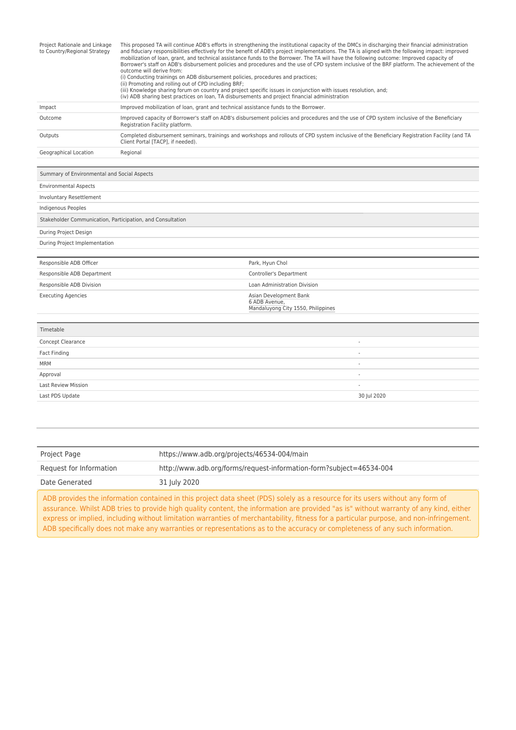| | |
|---|---|
| Project Rationale and Linkage to Country/Regional Strategy | This proposed TA will continue ADB's efforts in strengthening the institutional capacity of the DMCs in discharging their financial administration and fiduciary responsibilities effectively for the benefit of ADB's project implementations. The TA is aligned with the following impact: improved mobilization of loan, grant, and technical assistance funds to the Borrower. The TA will have the following outcome: Improved capacity of Borrower's staff on ADB's disbursement policies and procedures and the use of CPD system inclusive of the BRF platform. The achievement of the outcome will derive from:<br>(i) Conducting trainings on ADB disbursement policies, procedures and practices;<br>(ii) Promoting and rolling out of CPD including BRF;<br>(iii) Knowledge sharing forum on country and project specific issues in conjunction with issues resolution, and;<br>(iv) ADB sharing best practices on loan, TA disbursements and project financial administration |
| Impact | Improved mobilization of loan, grant and technical assistance funds to the Borrower. |
| Outcome | Improved capacity of Borrower's staff on ADB's disbursement policies and procedures and the use of CPD system inclusive of the Beneficiary Registration Facility platform. |
| Outputs | Completed disbursement seminars, trainings and workshops and rollouts of CPD system inclusive of the Beneficiary Registration Facility (and TA Client Portal [TACP], if needed). |
| Geographical Location | Regional |

| Summary of Environmental and Social Aspects | |
|---|---|
| Environmental Aspects | |
| Involuntary Resettlement | |
| Indigenous Peoples | |
| **Stakeholder Communication, Participation, and Consultation** | |
| During Project Design | |
| During Project Implementation | |

| | |
|---|---|
| Responsible ADB Officer | Park, Hyun Chol |
| Responsible ADB Department | Controller's Department |
| Responsible ADB Division | Loan Administration Division |
| Executing Agencies | Asian Development Bank<br>6 ADB Avenue,<br>Mandaluyong City 1550, Philippines |

| Timetable | |
|---|---|
| Concept Clearance | - |
| Fact Finding | - |
| MRM | - |
| Approval | - |
| Last Review Mission | - |
| Last PDS Update | 30 Jul 2020 |

| | |
|---|---|
| Project Page | https://www.adb.org/projects/46534-004/main |
| Request for Information | http://www.adb.org/forms/request-information-form?subject=46534-004 |
| Date Generated | 31 July 2020 |

ADB provides the information contained in this project data sheet (PDS) solely as a resource for its users without any form of assurance. Whilst ADB tries to provide high quality content, the information are provided "as is" without warranty of any kind, either express or implied, including without limitation warranties of merchantability, fitness for a particular purpose, and non-infringement. ADB specifically does not make any warranties or representations as to the accuracy or completeness of any such information.